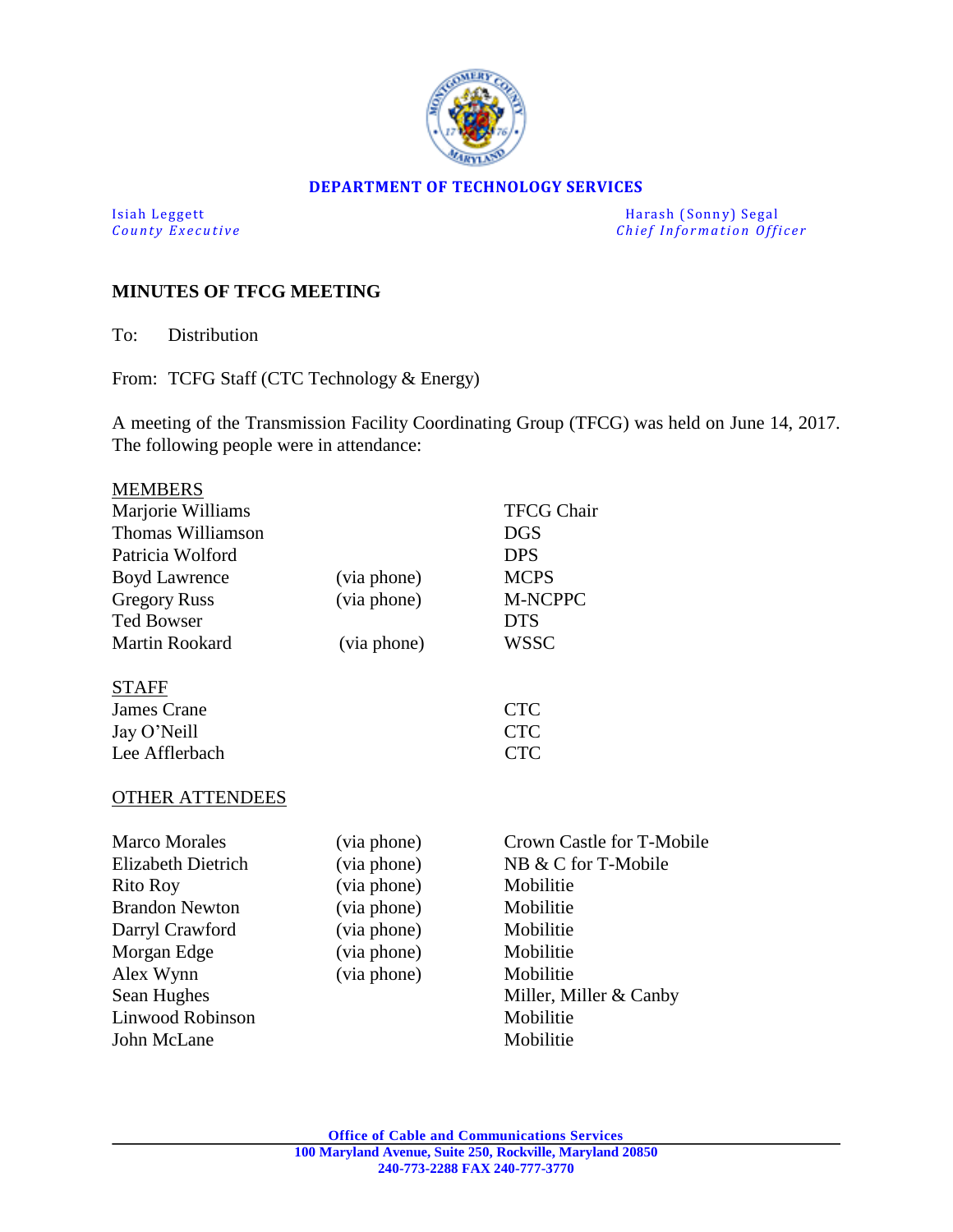**DEPARTMENT OF TECHNOLOGY SERVICES**

Isiah Leggett
*County Executive*

Harash (Sonny) Segal
*Chief Information Officer*

## MINUTES OF TFCG MEETING

To: Distribution

From: TCFG Staff (CTC Technology & Energy)

A meeting of the Transmission Facility Coordinating Group (TFCG) was held on June 14, 2017. The following people were in attendance:

<u>MEMBERS</u>

| | | |
|---|---|---|
| Marjorie Williams | | TFCG Chair |
| Thomas Williamson | | DGS |
| Patricia Wolford | | DPS |
| Boyd Lawrence | (via phone) | MCPS |
| Gregory Russ | (via phone) | M-NCPPC |
| Ted Bowser | | DTS |
| Martin Rookard | (via phone) | WSSC |

<u>STAFF</u>

| | |
|---|---|
| James Crane | CTC |
| Jay O'Neill | CTC |
| Lee Afflerbach | CTC |

<u>OTHER ATTENDEES</u>

| | | |
|---|---|---|
| Marco Morales | (via phone) | Crown Castle for T-Mobile |
| Elizabeth Dietrich | (via phone) | NB & C for T-Mobile |
| Rito Roy | (via phone) | Mobilitie |
| Brandon Newton | (via phone) | Mobilitie |
| Darryl Crawford | (via phone) | Mobilitie |
| Morgan Edge | (via phone) | Mobilitie |
| Alex Wynn | (via phone) | Mobilitie |
| Sean Hughes | | Miller, Miller & Canby |
| Linwood Robinson | | Mobilitie |
| John McLane | | Mobilitie |

**Office of Cable and Communications Services**
**100 Maryland Avenue, Suite 250, Rockville, Maryland 20850**
**240-773-2288 FAX 240-777-3770**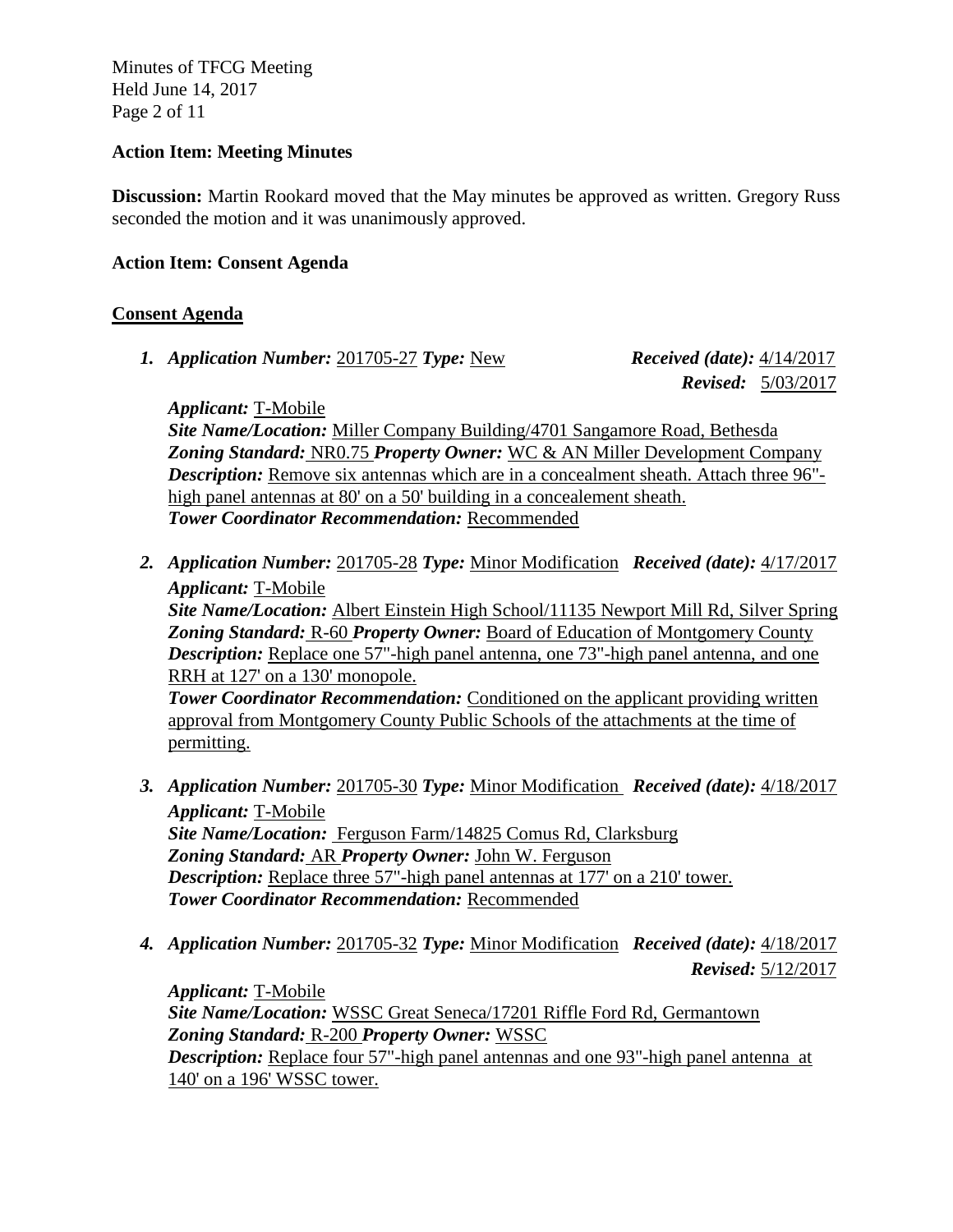**Action Item: Meeting Minutes**

**Discussion:** Martin Rookard moved that the May minutes be approved as written. Gregory Russ seconded the motion and it was unanimously approved.

**Action Item: Consent Agenda**

## Consent Agenda

1. ***Application Number:*** 201705-27 ***Type:*** New ***Received (date):*** 4/14/2017 ***Revised:*** 5/03/2017

   ***Applicant:*** T-Mobile
   ***Site Name/Location:*** Miller Company Building/4701 Sangamore Road, Bethesda
   ***Zoning Standard:*** NR0.75 ***Property Owner:*** WC & AN Miller Development Company
   ***Description:*** Remove six antennas which are in a concealment sheath. Attach three 96"-high panel antennas at 80' on a 50' building in a concealement sheath.
   ***Tower Coordinator Recommendation:*** Recommended

2. ***Application Number:*** 201705-28 ***Type:*** Minor Modification ***Received (date):*** 4/17/2017

   ***Applicant:*** T-Mobile
   ***Site Name/Location:*** Albert Einstein High School/11135 Newport Mill Rd, Silver Spring
   ***Zoning Standard:*** R-60 ***Property Owner:*** Board of Education of Montgomery County
   ***Description:*** Replace one 57"-high panel antenna, one 73"-high panel antenna, and one RRH at 127' on a 130' monopole.
   ***Tower Coordinator Recommendation:*** Conditioned on the applicant providing written approval from Montgomery County Public Schools of the attachments at the time of permitting.

3. ***Application Number:*** 201705-30 ***Type:*** Minor Modification ***Received (date):*** 4/18/2017

   ***Applicant:*** T-Mobile
   ***Site Name/Location:*** Ferguson Farm/14825 Comus Rd, Clarksburg
   ***Zoning Standard:*** AR ***Property Owner:*** John W. Ferguson
   ***Description:*** Replace three 57"-high panel antennas at 177' on a 210' tower.
   ***Tower Coordinator Recommendation:*** Recommended

4. ***Application Number:*** 201705-32 ***Type:*** Minor Modification ***Received (date):*** 4/18/2017 ***Revised:*** 5/12/2017

   ***Applicant:*** T-Mobile
   ***Site Name/Location:*** WSSC Great Seneca/17201 Riffle Ford Rd, Germantown
   ***Zoning Standard:*** R-200 ***Property Owner:*** WSSC
   ***Description:*** Replace four 57"-high panel antennas and one 93"-high panel antenna at 140' on a 196' WSSC tower.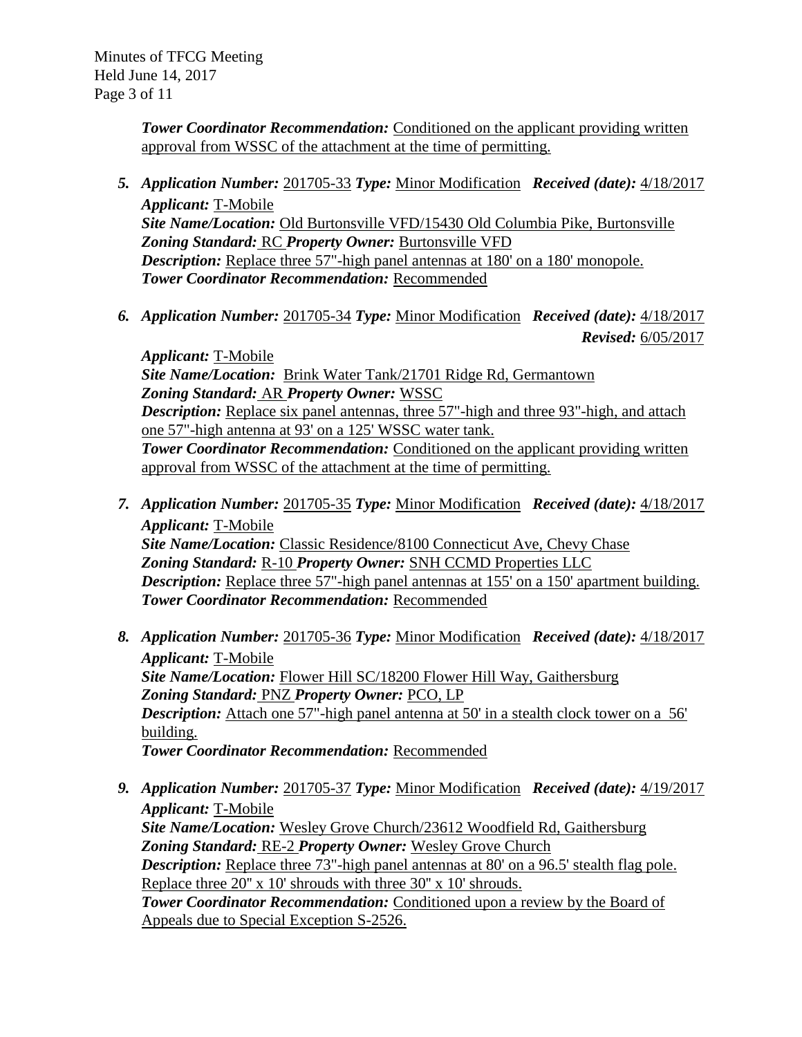***Tower Coordinator Recommendation:*** Conditioned on the applicant providing written approval from WSSC of the attachment at the time of permitting.

5. ***Application Number:*** 201705-33 ***Type:*** Minor Modification ***Received (date):*** 4/18/2017
   ***Applicant:*** T-Mobile
   ***Site Name/Location:*** Old Burtonsville VFD/15430 Old Columbia Pike, Burtonsville
   ***Zoning Standard:*** RC ***Property Owner:*** Burtonsville VFD
   ***Description:*** Replace three 57"-high panel antennas at 180' on a 180' monopole.
   ***Tower Coordinator Recommendation:*** Recommended

6. ***Application Number:*** 201705-34 ***Type:*** Minor Modification ***Received (date):*** 4/18/2017
   ***Revised:*** 6/05/2017
   ***Applicant:*** T-Mobile
   ***Site Name/Location:*** Brink Water Tank/21701 Ridge Rd, Germantown
   ***Zoning Standard:*** AR ***Property Owner:*** WSSC
   ***Description:*** Replace six panel antennas, three 57"-high and three 93"-high, and attach one 57"-high antenna at 93' on a 125' WSSC water tank.
   ***Tower Coordinator Recommendation:*** Conditioned on the applicant providing written approval from WSSC of the attachment at the time of permitting.

7. ***Application Number:*** 201705-35 ***Type:*** Minor Modification ***Received (date):*** 4/18/2017
   ***Applicant:*** T-Mobile
   ***Site Name/Location:*** Classic Residence/8100 Connecticut Ave, Chevy Chase
   ***Zoning Standard:*** R-10 ***Property Owner:*** SNH CCMD Properties LLC
   ***Description:*** Replace three 57"-high panel antennas at 155' on a 150' apartment building.
   ***Tower Coordinator Recommendation:*** Recommended

8. ***Application Number:*** 201705-36 ***Type:*** Minor Modification ***Received (date):*** 4/18/2017
   ***Applicant:*** T-Mobile
   ***Site Name/Location:*** Flower Hill SC/18200 Flower Hill Way, Gaithersburg
   ***Zoning Standard:*** PNZ ***Property Owner:*** PCO, LP
   ***Description:*** Attach one 57"-high panel antenna at 50' in a stealth clock tower on a 56' building.
   ***Tower Coordinator Recommendation:*** Recommended

9. ***Application Number:*** 201705-37 ***Type:*** Minor Modification ***Received (date):*** 4/19/2017
   ***Applicant:*** T-Mobile
   ***Site Name/Location:*** Wesley Grove Church/23612 Woodfield Rd, Gaithersburg
   ***Zoning Standard:*** RE-2 ***Property Owner:*** Wesley Grove Church
   ***Description:*** Replace three 73"-high panel antennas at 80' on a 96.5' stealth flag pole. Replace three 20" x 10' shrouds with three 30" x 10' shrouds.
   ***Tower Coordinator Recommendation:*** Conditioned upon a review by the Board of Appeals due to Special Exception S-2526.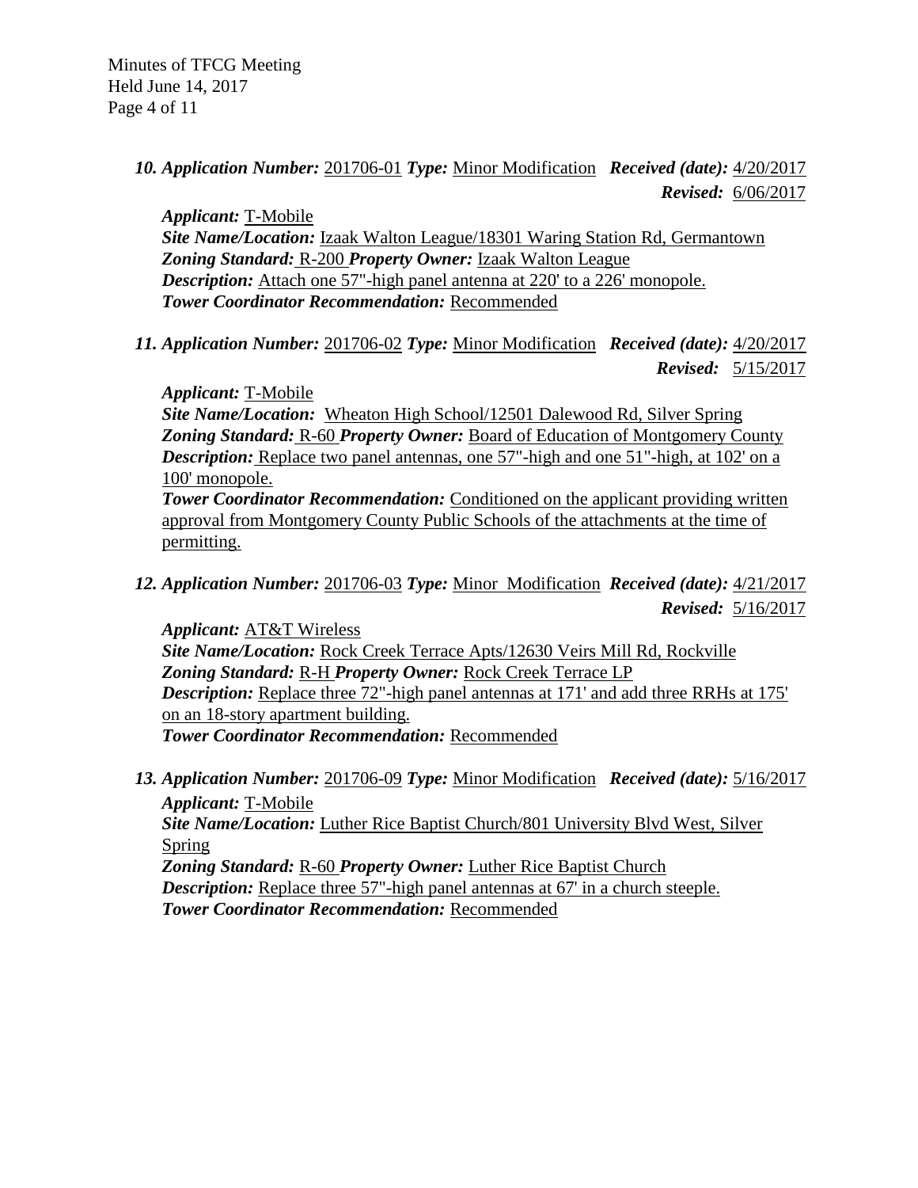***10. Application Number:*** 201706-01 ***Type:*** Minor Modification ***Received (date):*** 4/20/2017
***Revised:*** 6/06/2017

***Applicant:*** T-Mobile
***Site Name/Location:*** Izaak Walton League/18301 Waring Station Rd, Germantown
***Zoning Standard:*** R-200 ***Property Owner:*** Izaak Walton League
***Description:*** Attach one 57"-high panel antenna at 220' to a 226' monopole.
***Tower Coordinator Recommendation:*** Recommended

***11. Application Number:*** 201706-02 ***Type:*** Minor Modification ***Received (date):*** 4/20/2017
***Revised:*** 5/15/2017

***Applicant:*** T-Mobile
***Site Name/Location:*** Wheaton High School/12501 Dalewood Rd, Silver Spring
***Zoning Standard:*** R-60 ***Property Owner:*** Board of Education of Montgomery County
***Description:*** Replace two panel antennas, one 57"-high and one 51"-high, at 102' on a 100' monopole.
***Tower Coordinator Recommendation:*** Conditioned on the applicant providing written approval from Montgomery County Public Schools of the attachments at the time of permitting.

***12. Application Number:*** 201706-03 ***Type:*** Minor Modification ***Received (date):*** 4/21/2017
***Revised:*** 5/16/2017

***Applicant:*** AT&T Wireless
***Site Name/Location:*** Rock Creek Terrace Apts/12630 Veirs Mill Rd, Rockville
***Zoning Standard:*** R-H ***Property Owner:*** Rock Creek Terrace LP
***Description:*** Replace three 72"-high panel antennas at 171' and add three RRHs at 175' on an 18-story apartment building.
***Tower Coordinator Recommendation:*** Recommended

***13. Application Number:*** 201706-09 ***Type:*** Minor Modification ***Received (date):*** 5/16/2017
***Applicant:*** T-Mobile
***Site Name/Location:*** Luther Rice Baptist Church/801 University Blvd West, Silver Spring
***Zoning Standard:*** R-60 ***Property Owner:*** Luther Rice Baptist Church
***Description:*** Replace three 57"-high panel antennas at 67' in a church steeple.
***Tower Coordinator Recommendation:*** Recommended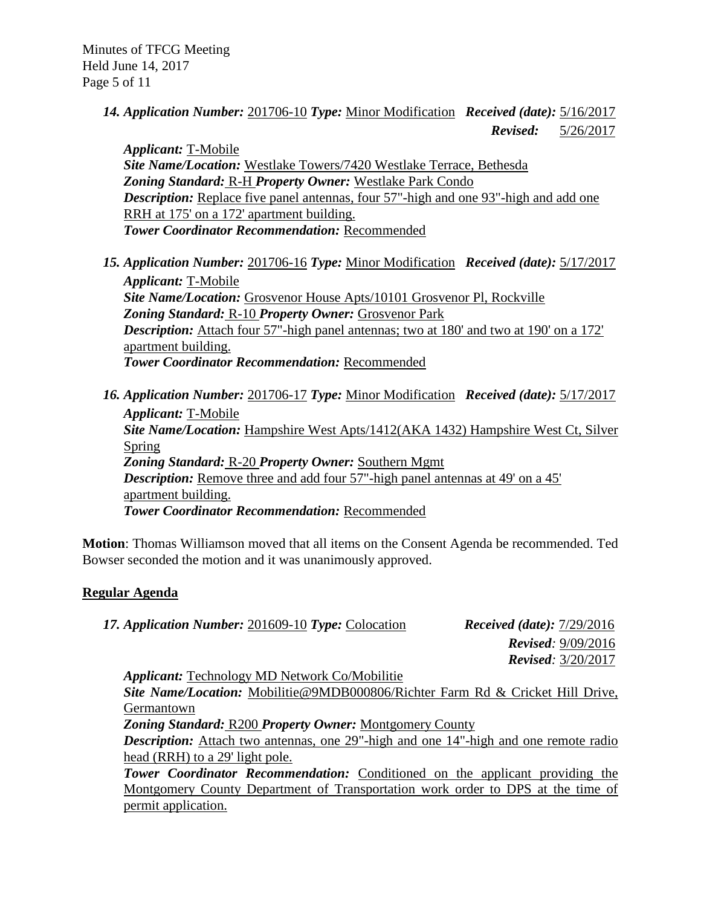**14. Application Number:** 201706-10 **Type:** Minor Modification **Received (date):** 5/16/2017
**Revised:** 5/26/2017

**Applicant:** T-Mobile
**Site Name/Location:** Westlake Towers/7420 Westlake Terrace, Bethesda
**Zoning Standard:** R-H **Property Owner:** Westlake Park Condo
**Description:** Replace five panel antennas, four 57"-high and one 93"-high and add one RRH at 175' on a 172' apartment building.
**Tower Coordinator Recommendation:** Recommended

**15. Application Number:** 201706-16 **Type:** Minor Modification **Received (date):** 5/17/2017
**Applicant:** T-Mobile
**Site Name/Location:** Grosvenor House Apts/10101 Grosvenor Pl, Rockville
**Zoning Standard:** R-10 **Property Owner:** Grosvenor Park
**Description:** Attach four 57"-high panel antennas; two at 180' and two at 190' on a 172' apartment building.
**Tower Coordinator Recommendation:** Recommended

**16. Application Number:** 201706-17 **Type:** Minor Modification **Received (date):** 5/17/2017
**Applicant:** T-Mobile
**Site Name/Location:** Hampshire West Apts/1412(AKA 1432) Hampshire West Ct, Silver Spring
**Zoning Standard:** R-20 **Property Owner:** Southern Mgmt
**Description:** Remove three and add four 57"-high panel antennas at 49' on a 45' apartment building.
**Tower Coordinator Recommendation:** Recommended

**Motion**: Thomas Williamson moved that all items on the Consent Agenda be recommended. Ted Bowser seconded the motion and it was unanimously approved.

## Regular Agenda

**17. Application Number:** 201609-10 **Type:** Colocation **Received (date):** 7/29/2016
**Revised**: 9/09/2016
**Revised**: 3/20/2017

**Applicant:** Technology MD Network Co/Mobilitie
**Site Name/Location:** Mobilitie@9MDB000806/Richter Farm Rd & Cricket Hill Drive, Germantown
**Zoning Standard:** R200 **Property Owner:** Montgomery County
**Description:** Attach two antennas, one 29"-high and one 14"-high and one remote radio head (RRH) to a 29' light pole.
**Tower Coordinator Recommendation:** Conditioned on the applicant providing the Montgomery County Department of Transportation work order to DPS at the time of permit application.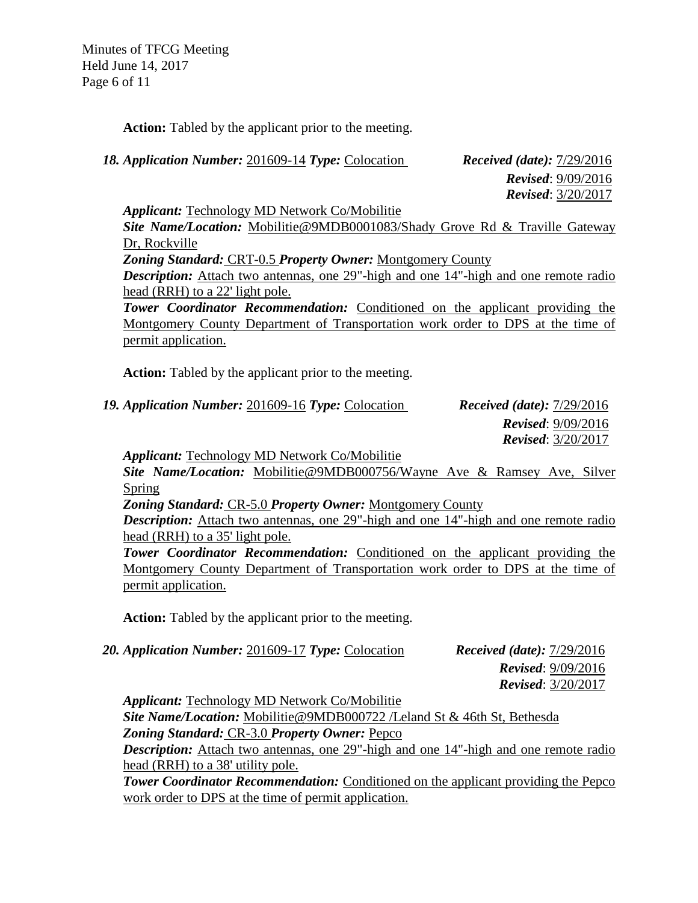**Action:** Tabled by the applicant prior to the meeting.

*18. Application Number:* 201609-14 *Type:* Colocation *Received (date):* 7/29/2016
*Revised*: 9/09/2016
*Revised*: 3/20/2017

*Applicant:* Technology MD Network Co/Mobilitie
*Site Name/Location:* Mobilitie@9MDB0001083/Shady Grove Rd & Traville Gateway Dr, Rockville
*Zoning Standard:* CRT-0.5 *Property Owner:* Montgomery County
*Description:* Attach two antennas, one 29"-high and one 14"-high and one remote radio head (RRH) to a 22' light pole.
*Tower Coordinator Recommendation:* Conditioned on the applicant providing the Montgomery County Department of Transportation work order to DPS at the time of permit application.

**Action:** Tabled by the applicant prior to the meeting.

*19. Application Number:* 201609-16 *Type:* Colocation *Received (date):* 7/29/2016
*Revised*: 9/09/2016
*Revised*: 3/20/2017

*Applicant:* Technology MD Network Co/Mobilitie
*Site Name/Location:* Mobilitie@9MDB000756/Wayne Ave & Ramsey Ave, Silver Spring
*Zoning Standard:* CR-5.0 *Property Owner:* Montgomery County
*Description:* Attach two antennas, one 29"-high and one 14"-high and one remote radio head (RRH) to a 35' light pole.
*Tower Coordinator Recommendation:* Conditioned on the applicant providing the Montgomery County Department of Transportation work order to DPS at the time of permit application.

**Action:** Tabled by the applicant prior to the meeting.

*20. Application Number:* 201609-17 *Type:* Colocation *Received (date):* 7/29/2016
*Revised*: 9/09/2016
*Revised*: 3/20/2017

*Applicant:* Technology MD Network Co/Mobilitie
*Site Name/Location:* Mobilitie@9MDB000722 /Leland St & 46th St, Bethesda
*Zoning Standard:* CR-3.0 *Property Owner:* Pepco
*Description:* Attach two antennas, one 29"-high and one 14"-high and one remote radio head (RRH) to a 38' utility pole.
*Tower Coordinator Recommendation:* Conditioned on the applicant providing the Pepco work order to DPS at the time of permit application.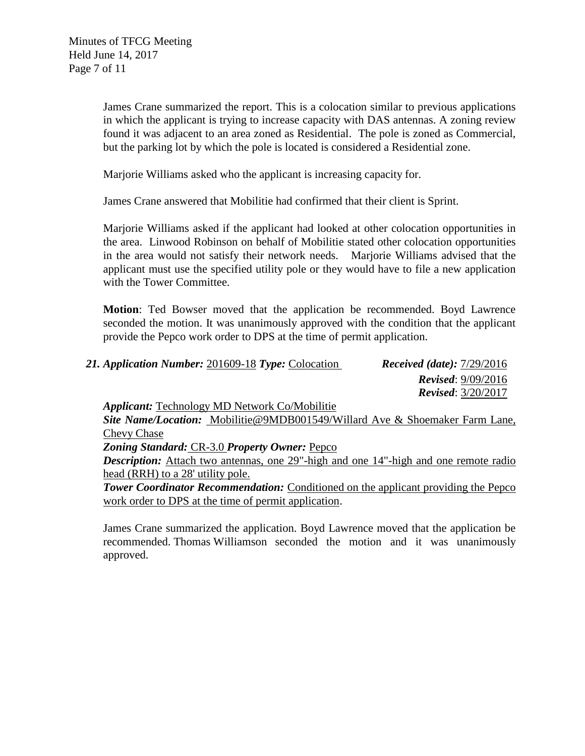James Crane summarized the report. This is a colocation similar to previous applications in which the applicant is trying to increase capacity with DAS antennas. A zoning review found it was adjacent to an area zoned as Residential. The pole is zoned as Commercial, but the parking lot by which the pole is located is considered a Residential zone.

Marjorie Williams asked who the applicant is increasing capacity for.

James Crane answered that Mobilitie had confirmed that their client is Sprint.

Marjorie Williams asked if the applicant had looked at other colocation opportunities in the area. Linwood Robinson on behalf of Mobilitie stated other colocation opportunities in the area would not satisfy their network needs. Marjorie Williams advised that the applicant must use the specified utility pole or they would have to file a new application with the Tower Committee.

**Motion**: Ted Bowser moved that the application be recommended. Boyd Lawrence seconded the motion. It was unanimously approved with the condition that the applicant provide the Pepco work order to DPS at the time of permit application.

***21. Application Number:*** 201609-18 ***Type:*** Colocation ***Received (date):*** 7/29/2016
***Revised***: 9/09/2016
***Revised***: 3/20/2017

***Applicant:*** Technology MD Network Co/Mobilitie
***Site Name/Location:*** Mobilitie@9MDB001549/Willard Ave & Shoemaker Farm Lane, Chevy Chase
***Zoning Standard:*** CR-3.0 ***Property Owner:*** Pepco
***Description:*** Attach two antennas, one 29"-high and one 14"-high and one remote radio head (RRH) to a 28' utility pole.
***Tower Coordinator Recommendation:*** Conditioned on the applicant providing the Pepco work order to DPS at the time of permit application.

James Crane summarized the application. Boyd Lawrence moved that the application be recommended. Thomas Williamson seconded the motion and it was unanimously approved.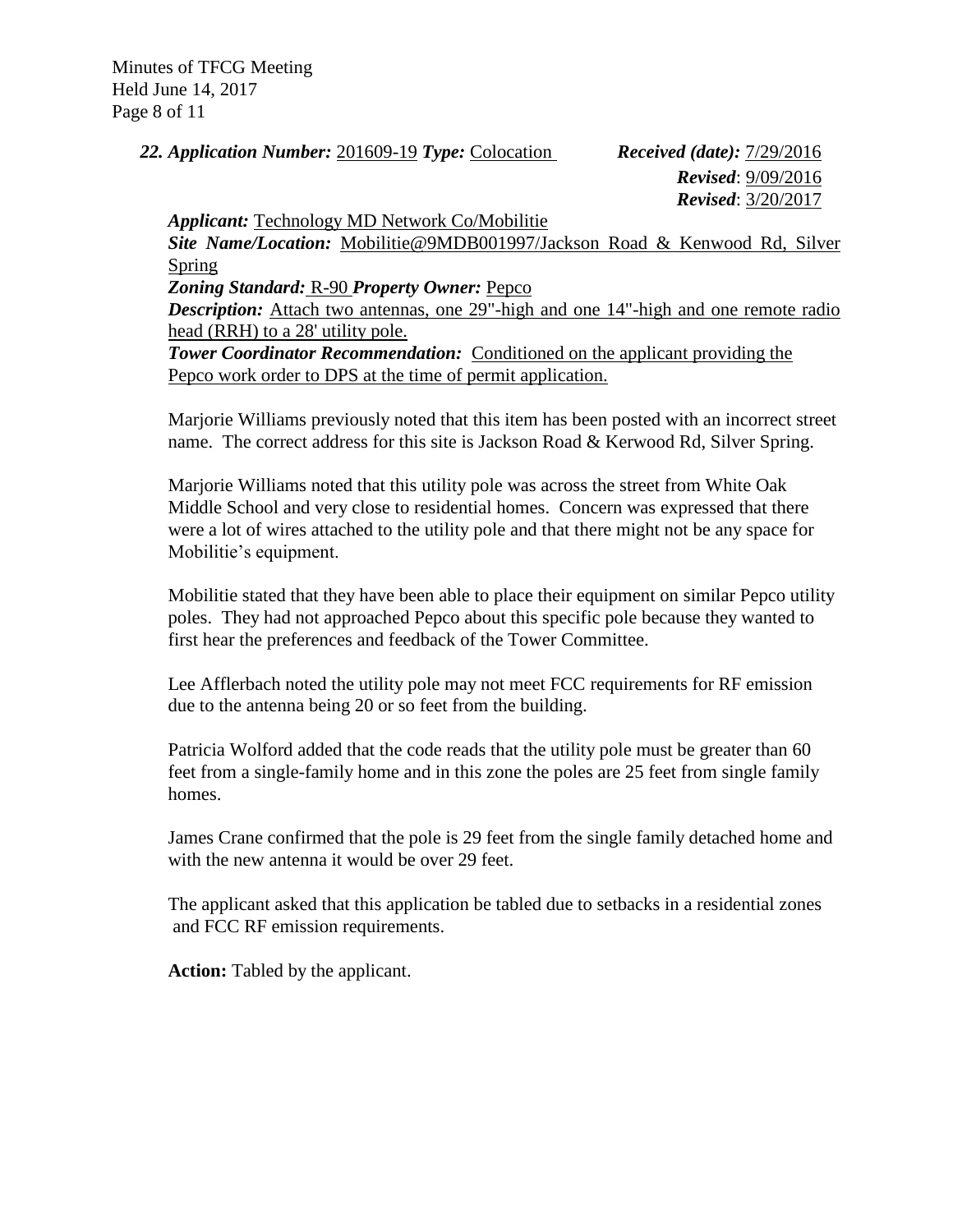***22. Application Number:*** 201609-19 ***Type:*** Colocation ***Received (date):*** 7/29/2016
***Revised***: 9/09/2016
***Revised***: 3/20/2017

***Applicant:*** Technology MD Network Co/Mobilitie
***Site Name/Location:*** Mobilitie@9MDB001997/Jackson Road & Kenwood Rd, Silver Spring
***Zoning Standard:*** R-90 ***Property Owner:*** Pepco
***Description:*** Attach two antennas, one 29"-high and one 14"-high and one remote radio head (RRH) to a 28' utility pole.
***Tower Coordinator Recommendation:*** Conditioned on the applicant providing the Pepco work order to DPS at the time of permit application.

Marjorie Williams previously noted that this item has been posted with an incorrect street name. The correct address for this site is Jackson Road & Kerwood Rd, Silver Spring.

Marjorie Williams noted that this utility pole was across the street from White Oak Middle School and very close to residential homes. Concern was expressed that there were a lot of wires attached to the utility pole and that there might not be any space for Mobilitie's equipment.

Mobilitie stated that they have been able to place their equipment on similar Pepco utility poles. They had not approached Pepco about this specific pole because they wanted to first hear the preferences and feedback of the Tower Committee.

Lee Afflerbach noted the utility pole may not meet FCC requirements for RF emission due to the antenna being 20 or so feet from the building.

Patricia Wolford added that the code reads that the utility pole must be greater than 60 feet from a single-family home and in this zone the poles are 25 feet from single family homes.

James Crane confirmed that the pole is 29 feet from the single family detached home and with the new antenna it would be over 29 feet.

The applicant asked that this application be tabled due to setbacks in a residential zones and FCC RF emission requirements.

**Action:** Tabled by the applicant.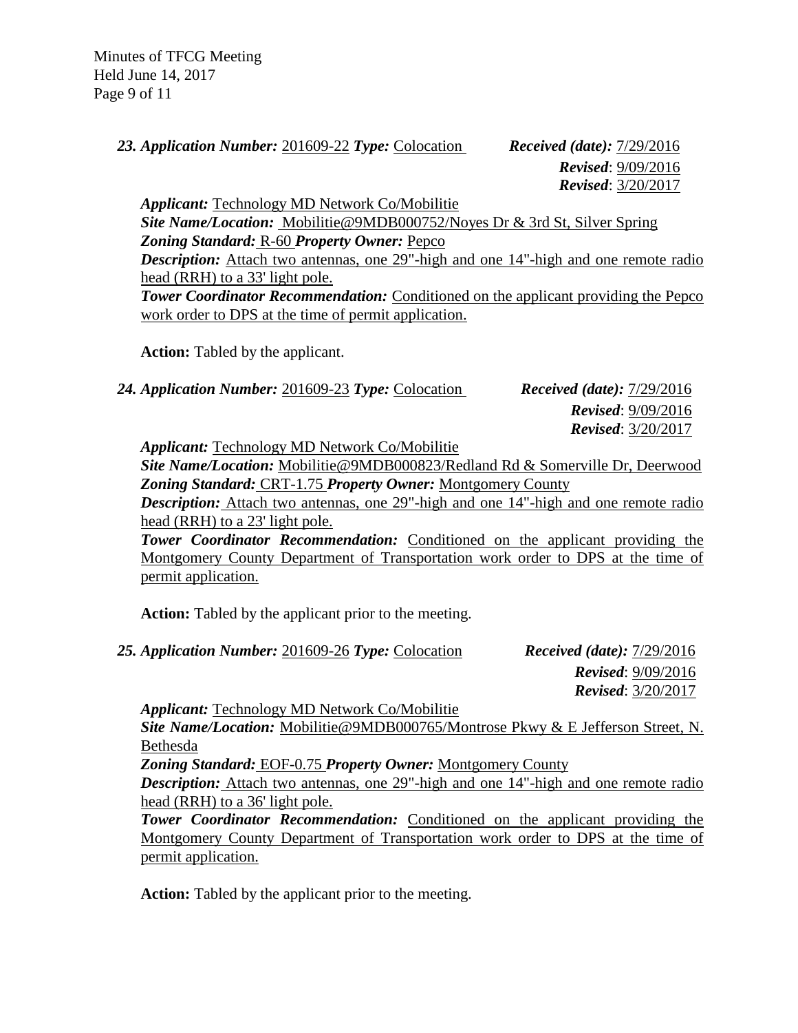***23. Application Number:*** 201609-22 ***Type:*** Colocation ***Received (date):*** 7/29/2016
***Revised***: 9/09/2016
***Revised***: 3/20/2017

***Applicant:*** Technology MD Network Co/Mobilitie
***Site Name/Location:*** Mobilitie@9MDB000752/Noyes Dr & 3rd St, Silver Spring
***Zoning Standard:*** R-60 ***Property Owner:*** Pepco
***Description:*** Attach two antennas, one 29"-high and one 14"-high and one remote radio head (RRH) to a 33' light pole.
***Tower Coordinator Recommendation:*** Conditioned on the applicant providing the Pepco work order to DPS at the time of permit application.

**Action:** Tabled by the applicant.

***24. Application Number:*** 201609-23 ***Type:*** Colocation ***Received (date):*** 7/29/2016
***Revised***: 9/09/2016
***Revised***: 3/20/2017

***Applicant:*** Technology MD Network Co/Mobilitie
***Site Name/Location:*** Mobilitie@9MDB000823/Redland Rd & Somerville Dr, Deerwood
***Zoning Standard:*** CRT-1.75 ***Property Owner:*** Montgomery County
***Description:*** Attach two antennas, one 29"-high and one 14"-high and one remote radio head (RRH) to a 23' light pole.
***Tower Coordinator Recommendation:*** Conditioned on the applicant providing the Montgomery County Department of Transportation work order to DPS at the time of permit application.

**Action:** Tabled by the applicant prior to the meeting.

***25. Application Number:*** 201609-26 ***Type:*** Colocation ***Received (date):*** 7/29/2016
***Revised***: 9/09/2016
***Revised***: 3/20/2017

***Applicant:*** Technology MD Network Co/Mobilitie
***Site Name/Location:*** Mobilitie@9MDB000765/Montrose Pkwy & E Jefferson Street, N. Bethesda
***Zoning Standard:*** EOF-0.75 ***Property Owner:*** Montgomery County
***Description:*** Attach two antennas, one 29"-high and one 14"-high and one remote radio head (RRH) to a 36' light pole.
***Tower Coordinator Recommendation:*** Conditioned on the applicant providing the Montgomery County Department of Transportation work order to DPS at the time of permit application.

**Action:** Tabled by the applicant prior to the meeting.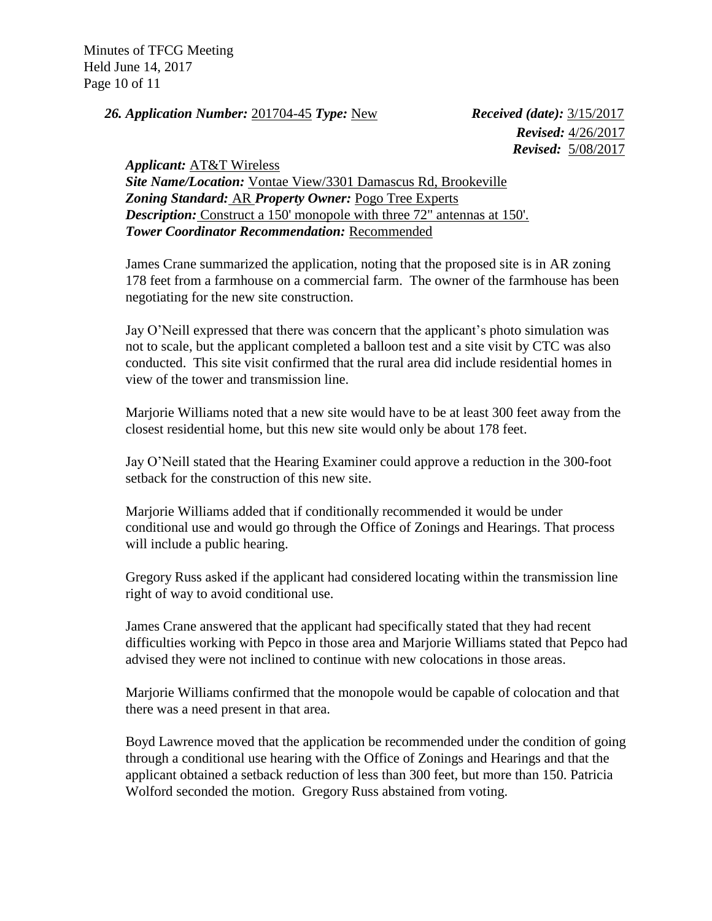***26. Application Number:*** 201704-45 ***Type:*** New ***Received (date):*** 3/15/2017
***Revised:*** 4/26/2017
***Revised:*** 5/08/2017

***Applicant:*** AT&T Wireless
***Site Name/Location:*** Vontae View/3301 Damascus Rd, Brookeville
***Zoning Standard:*** AR ***Property Owner:*** Pogo Tree Experts
***Description:*** Construct a 150' monopole with three 72" antennas at 150'.
***Tower Coordinator Recommendation:*** Recommended

James Crane summarized the application, noting that the proposed site is in AR zoning 178 feet from a farmhouse on a commercial farm. The owner of the farmhouse has been negotiating for the new site construction.

Jay O'Neill expressed that there was concern that the applicant's photo simulation was not to scale, but the applicant completed a balloon test and a site visit by CTC was also conducted. This site visit confirmed that the rural area did include residential homes in view of the tower and transmission line.

Marjorie Williams noted that a new site would have to be at least 300 feet away from the closest residential home, but this new site would only be about 178 feet.

Jay O'Neill stated that the Hearing Examiner could approve a reduction in the 300-foot setback for the construction of this new site.

Marjorie Williams added that if conditionally recommended it would be under conditional use and would go through the Office of Zonings and Hearings. That process will include a public hearing.

Gregory Russ asked if the applicant had considered locating within the transmission line right of way to avoid conditional use.

James Crane answered that the applicant had specifically stated that they had recent difficulties working with Pepco in those area and Marjorie Williams stated that Pepco had advised they were not inclined to continue with new colocations in those areas.

Marjorie Williams confirmed that the monopole would be capable of colocation and that there was a need present in that area.

Boyd Lawrence moved that the application be recommended under the condition of going through a conditional use hearing with the Office of Zonings and Hearings and that the applicant obtained a setback reduction of less than 300 feet, but more than 150. Patricia Wolford seconded the motion. Gregory Russ abstained from voting.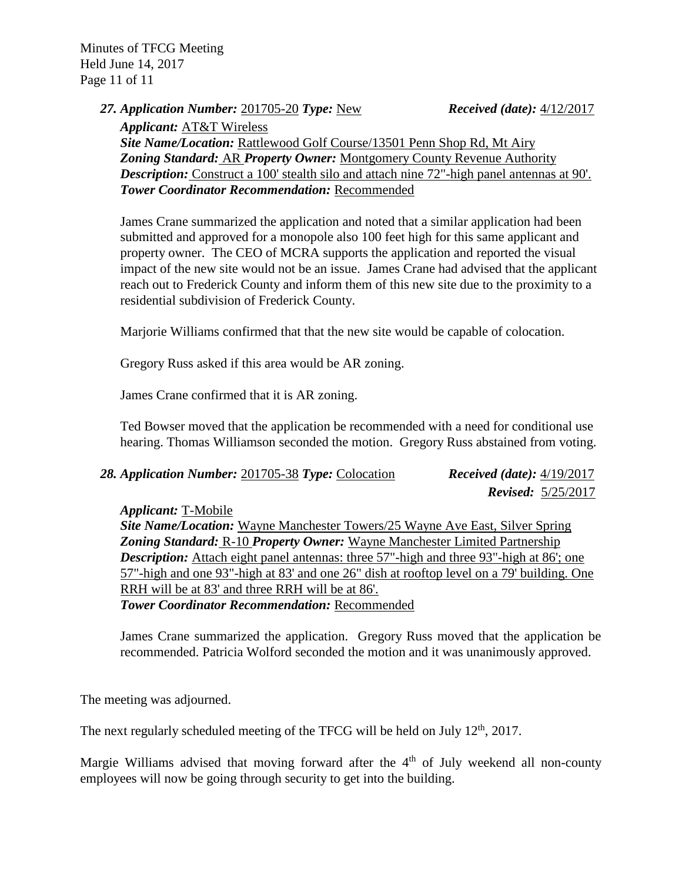***27. Application Number:*** 201705-20 ***Type:*** New ***Received (date):*** 4/12/2017

***Applicant:*** AT&T Wireless
***Site Name/Location:*** Rattlewood Golf Course/13501 Penn Shop Rd, Mt Airy
***Zoning Standard:*** AR ***Property Owner:*** Montgomery County Revenue Authority
***Description:*** Construct a 100' stealth silo and attach nine 72"-high panel antennas at 90'.
***Tower Coordinator Recommendation:*** Recommended

James Crane summarized the application and noted that a similar application had been submitted and approved for a monopole also 100 feet high for this same applicant and property owner. The CEO of MCRA supports the application and reported the visual impact of the new site would not be an issue. James Crane had advised that the applicant reach out to Frederick County and inform them of this new site due to the proximity to a residential subdivision of Frederick County.

Marjorie Williams confirmed that that the new site would be capable of colocation.

Gregory Russ asked if this area would be AR zoning.

James Crane confirmed that it is AR zoning.

Ted Bowser moved that the application be recommended with a need for conditional use hearing. Thomas Williamson seconded the motion. Gregory Russ abstained from voting.

***28. Application Number:*** 201705-38 ***Type:*** Colocation ***Received (date):*** 4/19/2017
***Revised:*** 5/25/2017

***Applicant:*** T-Mobile
***Site Name/Location:*** Wayne Manchester Towers/25 Wayne Ave East, Silver Spring
***Zoning Standard:*** R-10 ***Property Owner:*** Wayne Manchester Limited Partnership
***Description:*** Attach eight panel antennas: three 57"-high and three 93"-high at 86'; one 57"-high and one 93"-high at 83' and one 26" dish at rooftop level on a 79' building. One RRH will be at 83' and three RRH will be at 86'.
***Tower Coordinator Recommendation:*** Recommended

James Crane summarized the application. Gregory Russ moved that the application be recommended. Patricia Wolford seconded the motion and it was unanimously approved.

The meeting was adjourned.

The next regularly scheduled meeting of the TFCG will be held on July 12th, 2017.

Margie Williams advised that moving forward after the 4th of July weekend all non-county employees will now be going through security to get into the building.